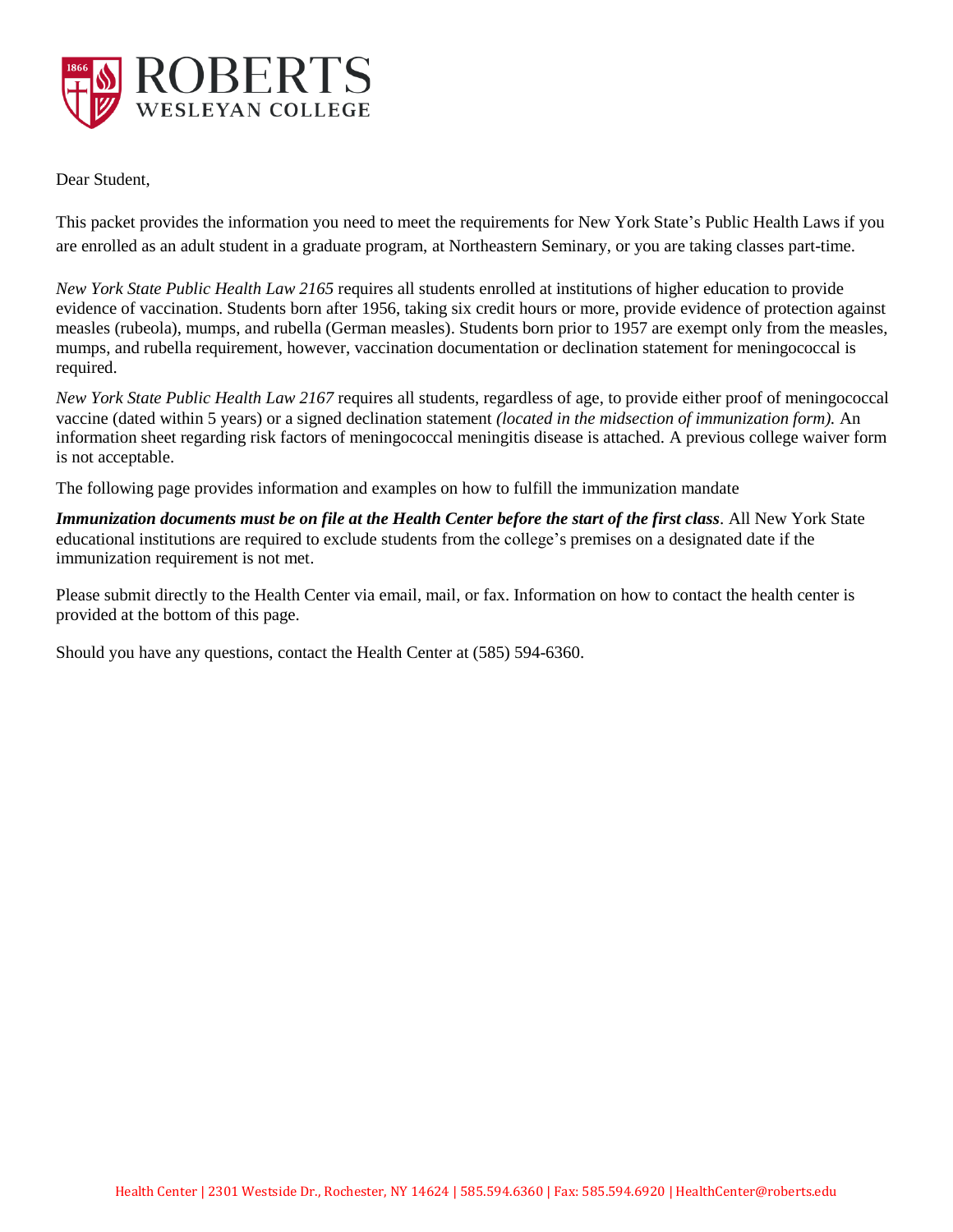# ROBERTS
## WESLEYAN COLLEGE

Dear Student,

This packet provides the information you need to meet the requirements for New York State's Public Health Laws if you are enrolled as an adult student in a graduate program, at Northeastern Seminary, or you are taking classes part-time.

*New York State Public Health Law 2165* requires all students enrolled at institutions of higher education to provide evidence of vaccination. Students born after 1956, taking six credit hours or more, provide evidence of protection against measles (rubeola), mumps, and rubella (German measles). Students born prior to 1957 are exempt only from the measles, mumps, and rubella requirement, however, vaccination documentation or declination statement for meningococcal is required.

*New York State Public Health Law 2167* requires all students, regardless of age, to provide either proof of meningococcal vaccine (dated within 5 years) or a signed declination statement *(located in the midsection of immunization form).* An information sheet regarding risk factors of meningococcal meningitis disease is attached. A previous college waiver form is not acceptable.

The following page provides information and examples on how to fulfill the immunization mandate

***Immunization documents must be on file at the Health Center before the start of the first class***. All New York State educational institutions are required to exclude students from the college's premises on a designated date if the immunization requirement is not met.

Please submit directly to the Health Center via email, mail, or fax. Information on how to contact the health center is provided at the bottom of this page.

Should you have any questions, contact the Health Center at (585) 594-6360.

Health Center | 2301 Westside Dr., Rochester, NY 14624 | 585.594.6360 | Fax: 585.594.6920 | HealthCenter@roberts.edu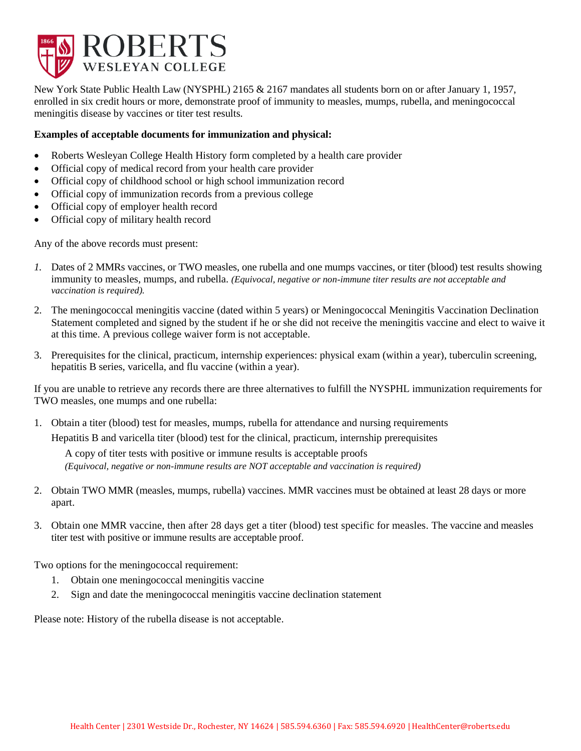# ROBERTS WESLEYAN COLLEGE

New York State Public Health Law (NYSPHL) 2165 & 2167 mandates all students born on or after January 1, 1957, enrolled in six credit hours or more, demonstrate proof of immunity to measles, mumps, rubella, and meningococcal meningitis disease by vaccines or titer test results.

**Examples of acceptable documents for immunization and physical:**

- Roberts Wesleyan College Health History form completed by a health care provider
- Official copy of medical record from your health care provider
- Official copy of childhood school or high school immunization record
- Official copy of immunization records from a previous college
- Official copy of employer health record
- Official copy of military health record

Any of the above records must present:

1. Dates of 2 MMRs vaccines, or TWO measles, one rubella and one mumps vaccines, or titer (blood) test results showing immunity to measles, mumps, and rubella. *(Equivocal, negative or non-immune titer results are not acceptable and vaccination is required).*

2. The meningococcal meningitis vaccine (dated within 5 years) or Meningococcal Meningitis Vaccination Declination Statement completed and signed by the student if he or she did not receive the meningitis vaccine and elect to waive it at this time. A previous college waiver form is not acceptable.

3. Prerequisites for the clinical, practicum, internship experiences: physical exam (within a year), tuberculin screening, hepatitis B series, varicella, and flu vaccine (within a year).

If you are unable to retrieve any records there are three alternatives to fulfill the NYSPHL immunization requirements for TWO measles, one mumps and one rubella:

1. Obtain a titer (blood) test for measles, mumps, rubella for attendance and nursing requirements

   Hepatitis B and varicella titer (blood) test for the clinical, practicum, internship prerequisites

   A copy of titer tests with positive or immune results is acceptable proofs
   *(Equivocal, negative or non-immune results are NOT acceptable and vaccination is required)*

2. Obtain TWO MMR (measles, mumps, rubella) vaccines. MMR vaccines must be obtained at least 28 days or more apart.

3. Obtain one MMR vaccine, then after 28 days get a titer (blood) test specific for measles. The vaccine and measles titer test with positive or immune results are acceptable proof.

Two options for the meningococcal requirement:

1. Obtain one meningococcal meningitis vaccine
2. Sign and date the meningococcal meningitis vaccine declination statement

Please note: History of the rubella disease is not acceptable.

Health Center | 2301 Westside Dr., Rochester, NY 14624 | 585.594.6360 | Fax: 585.594.6920 | HealthCenter@roberts.edu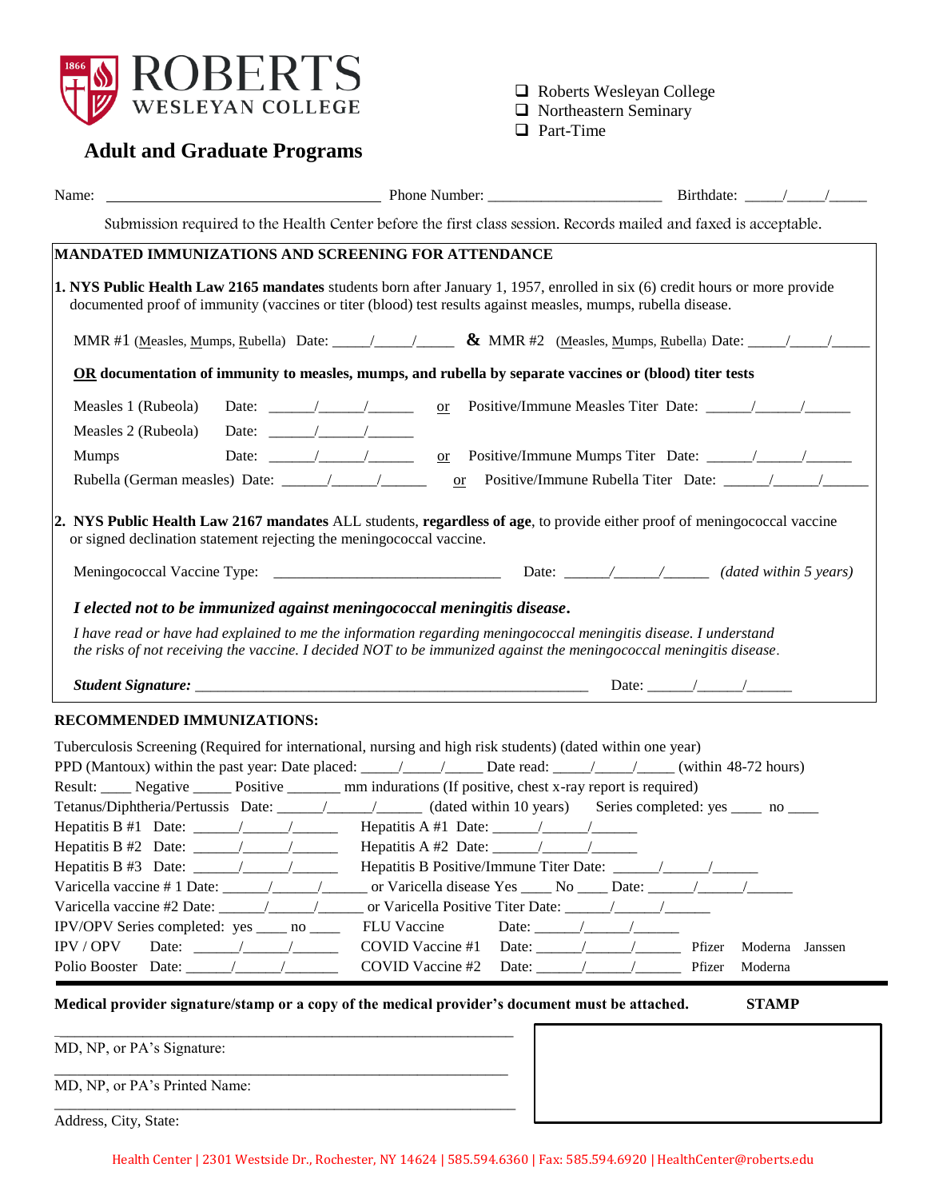**ROBERTS WESLEYAN COLLEGE**

## Adult and Graduate Programs

- ❑ Roberts Wesleyan College
- ❑ Northeastern Seminary
- ❑ Part-Time

Name: ________________________________ Phone Number: ______________________ Birthdate: _____/_____/_____

Submission required to the Health Center before the first class session. Records mailed and faxed is acceptable.

**MANDATED IMMUNIZATIONS AND SCREENING FOR ATTENDANCE**

**1. NYS Public Health Law 2165 mandates** students born after January 1, 1957, enrolled in six (6) credit hours or more provide documented proof of immunity (vaccines or titer (blood) test results against measles, mumps, rubella disease.

MMR #1 (Measles, Mumps, Rubella) Date: _____/_____/_____ **&** MMR #2 (Measles, Mumps, Rubella) Date: _____/_____/_____

**OR documentation of immunity to measles, mumps, and rubella by separate vaccines or (blood) titer tests**

Measles 1 (Rubeola) Date: ______/______/______ or Positive/Immune Measles Titer Date: ______/______/______

Measles 2 (Rubeola) Date: ______/______/______

Mumps Date: ______/______/______ or Positive/Immune Mumps Titer Date: ______/______/______

Rubella (German measles) Date: ______/______/______ or Positive/Immune Rubella Titer Date: ______/______/______

**2. NYS Public Health Law 2167 mandates** ALL students, **regardless of age**, to provide either proof of meningococcal vaccine or signed declination statement rejecting the meningococcal vaccine.

Meningococcal Vaccine Type: ______________________________ Date: ______/______/______ *(dated within 5 years)*

***I elected not to be immunized against meningococcal meningitis disease.***

*I have read or have had explained to me the information regarding meningococcal meningitis disease. I understand the risks of not receiving the vaccine. I decided NOT to be immunized against the meningococcal meningitis disease.*

***Student Signature:*** ____________________________________________________ Date: ______/______/______

**RECOMMENDED IMMUNIZATIONS:**

Tuberculosis Screening (Required for international, nursing and high risk students) (dated within one year)

PPD (Mantoux) within the past year: Date placed: _____/_____/_____ Date read: _____/_____/_____ (within 48-72 hours)

Result: ____ Negative _____ Positive _______ mm indurations (If positive, chest x-ray report is required)

Tetanus/Diphtheria/Pertussis Date: ______/______/______ (dated within 10 years) Series completed: yes ____ no ____

Hepatitis B #1 Date: ______/______/______ Hepatitis A #1 Date: ______/______/______

Hepatitis B #2 Date: ______/______/______ Hepatitis A #2 Date: ______/______/______

Hepatitis B #3 Date: ______/______/______ Hepatitis B Positive/Immune Titer Date: ______/______/______

Varicella vaccine # 1 Date: ______/______/______ or Varicella disease Yes ____ No ____ Date: ______/______/______

Varicella vaccine #2 Date: ______/______/______ or Varicella Positive Titer Date: ______/______/______

IPV/OPV Series completed: yes ____ no ____ FLU Vaccine Date: ______/______/______

IPV / OPV Date: ______/______/______ COVID Vaccine #1 Date: ______/______/______ Pfizer Moderna Janssen

Polio Booster Date: ______/______/______ COVID Vaccine #2 Date: ______/______/______ Pfizer Moderna

**Medical provider signature/stamp or a copy of the medical provider's document must be attached.** **STAMP**

____________________________________________________________

MD, NP, or PA's Signature:

____________________________________________________________

MD, NP, or PA's Printed Name:

____________________________________________________________

Address, City, State:

Health Center | 2301 Westside Dr., Rochester, NY 14624 | 585.594.6360 | Fax: 585.594.6920 | HealthCenter@roberts.edu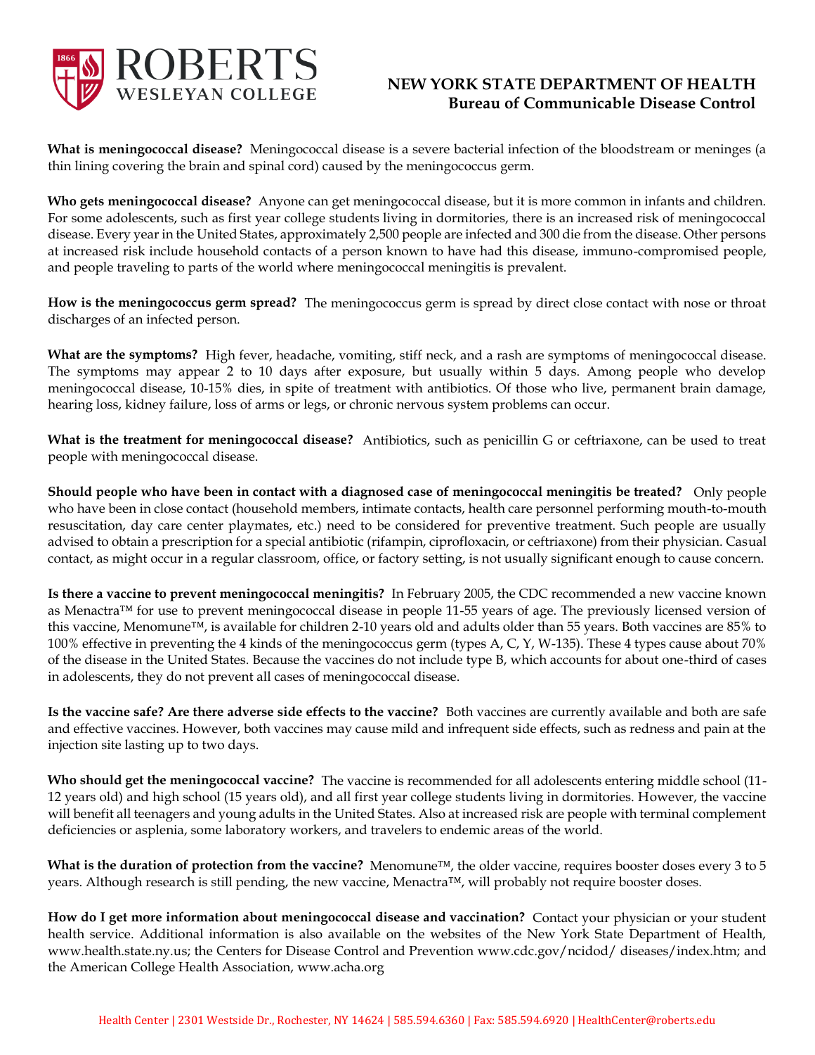**NEW YORK STATE DEPARTMENT OF HEALTH**
**Bureau of Communicable Disease Control**

**What is meningococcal disease?** Meningococcal disease is a severe bacterial infection of the bloodstream or meninges (a thin lining covering the brain and spinal cord) caused by the meningococcus germ.

**Who gets meningococcal disease?** Anyone can get meningococcal disease, but it is more common in infants and children. For some adolescents, such as first year college students living in dormitories, there is an increased risk of meningococcal disease. Every year in the United States, approximately 2,500 people are infected and 300 die from the disease. Other persons at increased risk include household contacts of a person known to have had this disease, immuno-compromised people, and people traveling to parts of the world where meningococcal meningitis is prevalent.

**How is the meningococcus germ spread?** The meningococcus germ is spread by direct close contact with nose or throat discharges of an infected person.

**What are the symptoms?** High fever, headache, vomiting, stiff neck, and a rash are symptoms of meningococcal disease. The symptoms may appear 2 to 10 days after exposure, but usually within 5 days. Among people who develop meningococcal disease, 10-15% dies, in spite of treatment with antibiotics. Of those who live, permanent brain damage, hearing loss, kidney failure, loss of arms or legs, or chronic nervous system problems can occur.

**What is the treatment for meningococcal disease?** Antibiotics, such as penicillin G or ceftriaxone, can be used to treat people with meningococcal disease.

**Should people who have been in contact with a diagnosed case of meningococcal meningitis be treated?** Only people who have been in close contact (household members, intimate contacts, health care personnel performing mouth-to-mouth resuscitation, day care center playmates, etc.) need to be considered for preventive treatment. Such people are usually advised to obtain a prescription for a special antibiotic (rifampin, ciprofloxacin, or ceftriaxone) from their physician. Casual contact, as might occur in a regular classroom, office, or factory setting, is not usually significant enough to cause concern.

**Is there a vaccine to prevent meningococcal meningitis?** In February 2005, the CDC recommended a new vaccine known as Menactra™ for use to prevent meningococcal disease in people 11-55 years of age. The previously licensed version of this vaccine, Menomune™, is available for children 2-10 years old and adults older than 55 years. Both vaccines are 85% to 100% effective in preventing the 4 kinds of the meningococcus germ (types A, C, Y, W-135). These 4 types cause about 70% of the disease in the United States. Because the vaccines do not include type B, which accounts for about one-third of cases in adolescents, they do not prevent all cases of meningococcal disease.

**Is the vaccine safe? Are there adverse side effects to the vaccine?** Both vaccines are currently available and both are safe and effective vaccines. However, both vaccines may cause mild and infrequent side effects, such as redness and pain at the injection site lasting up to two days.

**Who should get the meningococcal vaccine?** The vaccine is recommended for all adolescents entering middle school (11-12 years old) and high school (15 years old), and all first year college students living in dormitories. However, the vaccine will benefit all teenagers and young adults in the United States. Also at increased risk are people with terminal complement deficiencies or asplenia, some laboratory workers, and travelers to endemic areas of the world.

**What is the duration of protection from the vaccine?** Menomune™, the older vaccine, requires booster doses every 3 to 5 years. Although research is still pending, the new vaccine, Menactra™, will probably not require booster doses.

**How do I get more information about meningococcal disease and vaccination?** Contact your physician or your student health service. Additional information is also available on the websites of the New York State Department of Health, www.health.state.ny.us; the Centers for Disease Control and Prevention www.cdc.gov/ncidod/ diseases/index.htm; and the American College Health Association, www.acha.org

Health Center | 2301 Westside Dr., Rochester, NY 14624 | 585.594.6360 | Fax: 585.594.6920 | HealthCenter@roberts.edu